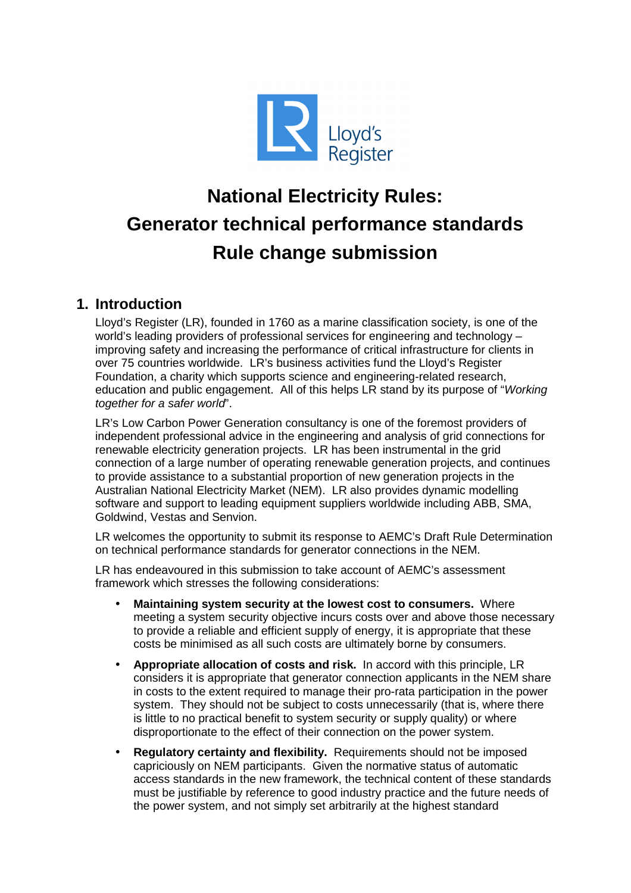# National Electricity Rules: Generator technical performance standards Rule change submission

## 1. Introduction

Lloyd's Register (LR), founded in 1760 as a marine classification society, is one of the world's leading providers of professional services for engineering and technology – improving safety and increasing the performance of critical infrastructure for clients in over 75 countries worldwide. LR's business activities fund the Lloyd's Register Foundation, a charity which supports science and engineering-related research, education and public engagement. All of this helps LR stand by its purpose of "*Working together for a safer world*".

LR's Low Carbon Power Generation consultancy is one of the foremost providers of independent professional advice in the engineering and analysis of grid connections for renewable electricity generation projects. LR has been instrumental in the grid connection of a large number of operating renewable generation projects, and continues to provide assistance to a substantial proportion of new generation projects in the Australian National Electricity Market (NEM). LR also provides dynamic modelling software and support to leading equipment suppliers worldwide including ABB, SMA, Goldwind, Vestas and Senvion.

LR welcomes the opportunity to submit its response to AEMC's Draft Rule Determination on technical performance standards for generator connections in the NEM.

LR has endeavoured in this submission to take account of AEMC's assessment framework which stresses the following considerations:

- **Maintaining system security at the lowest cost to consumers.** Where meeting a system security objective incurs costs over and above those necessary to provide a reliable and efficient supply of energy, it is appropriate that these costs be minimised as all such costs are ultimately borne by consumers.
- **Appropriate allocation of costs and risk.** In accord with this principle, LR considers it is appropriate that generator connection applicants in the NEM share in costs to the extent required to manage their pro-rata participation in the power system. They should not be subject to costs unnecessarily (that is, where there is little to no practical benefit to system security or supply quality) or where disproportionate to the effect of their connection on the power system.
- **Regulatory certainty and flexibility.** Requirements should not be imposed capriciously on NEM participants. Given the normative status of automatic access standards in the new framework, the technical content of these standards must be justifiable by reference to good industry practice and the future needs of the power system, and not simply set arbitrarily at the highest standard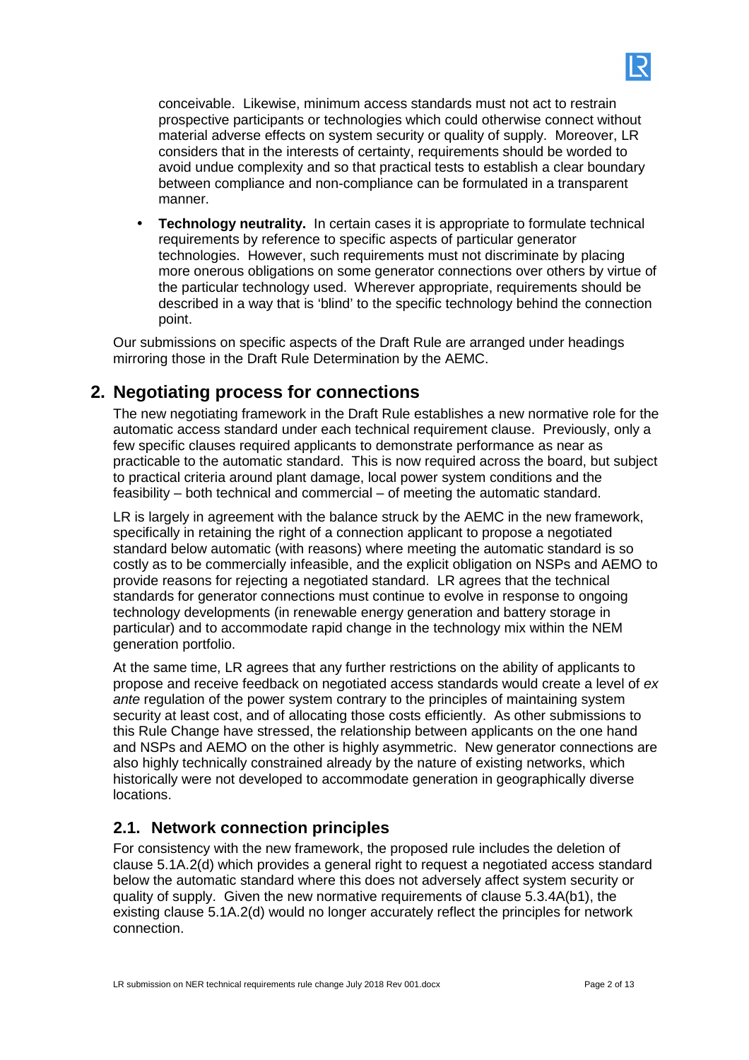conceivable. Likewise, minimum access standards must not act to restrain prospective participants or technologies which could otherwise connect without material adverse effects on system security or quality of supply. Moreover, LR considers that in the interests of certainty, requirements should be worded to avoid undue complexity and so that practical tests to establish a clear boundary between compliance and non-compliance can be formulated in a transparent manner.

- **Technology neutrality.** In certain cases it is appropriate to formulate technical requirements by reference to specific aspects of particular generator technologies. However, such requirements must not discriminate by placing more onerous obligations on some generator connections over others by virtue of the particular technology used. Wherever appropriate, requirements should be described in a way that is 'blind' to the specific technology behind the connection point.

Our submissions on specific aspects of the Draft Rule are arranged under headings mirroring those in the Draft Rule Determination by the AEMC.

## 2. Negotiating process for connections

The new negotiating framework in the Draft Rule establishes a new normative role for the automatic access standard under each technical requirement clause. Previously, only a few specific clauses required applicants to demonstrate performance as near as practicable to the automatic standard. This is now required across the board, but subject to practical criteria around plant damage, local power system conditions and the feasibility – both technical and commercial – of meeting the automatic standard.

LR is largely in agreement with the balance struck by the AEMC in the new framework, specifically in retaining the right of a connection applicant to propose a negotiated standard below automatic (with reasons) where meeting the automatic standard is so costly as to be commercially infeasible, and the explicit obligation on NSPs and AEMO to provide reasons for rejecting a negotiated standard. LR agrees that the technical standards for generator connections must continue to evolve in response to ongoing technology developments (in renewable energy generation and battery storage in particular) and to accommodate rapid change in the technology mix within the NEM generation portfolio.

At the same time, LR agrees that any further restrictions on the ability of applicants to propose and receive feedback on negotiated access standards would create a level of *ex ante* regulation of the power system contrary to the principles of maintaining system security at least cost, and of allocating those costs efficiently. As other submissions to this Rule Change have stressed, the relationship between applicants on the one hand and NSPs and AEMO on the other is highly asymmetric. New generator connections are also highly technically constrained already by the nature of existing networks, which historically were not developed to accommodate generation in geographically diverse locations.

### 2.1. Network connection principles

For consistency with the new framework, the proposed rule includes the deletion of clause 5.1A.2(d) which provides a general right to request a negotiated access standard below the automatic standard where this does not adversely affect system security or quality of supply. Given the new normative requirements of clause 5.3.4A(b1), the existing clause 5.1A.2(d) would no longer accurately reflect the principles for network connection.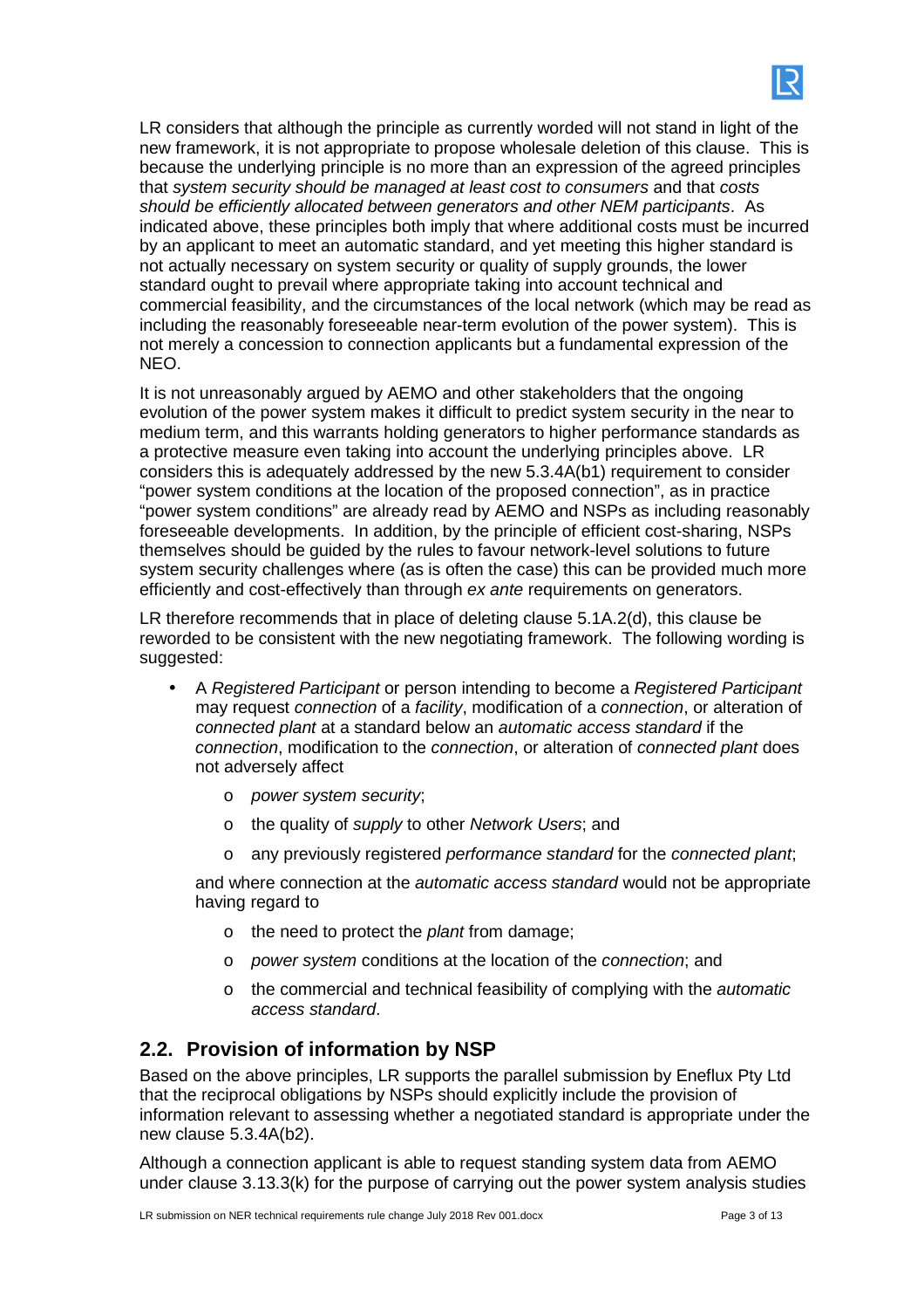LR considers that although the principle as currently worded will not stand in light of the new framework, it is not appropriate to propose wholesale deletion of this clause. This is because the underlying principle is no more than an expression of the agreed principles that *system security should be managed at least cost to consumers* and that *costs should be efficiently allocated between generators and other NEM participants*. As indicated above, these principles both imply that where additional costs must be incurred by an applicant to meet an automatic standard, and yet meeting this higher standard is not actually necessary on system security or quality of supply grounds, the lower standard ought to prevail where appropriate taking into account technical and commercial feasibility, and the circumstances of the local network (which may be read as including the reasonably foreseeable near-term evolution of the power system). This is not merely a concession to connection applicants but a fundamental expression of the NEO.

It is not unreasonably argued by AEMO and other stakeholders that the ongoing evolution of the power system makes it difficult to predict system security in the near to medium term, and this warrants holding generators to higher performance standards as a protective measure even taking into account the underlying principles above. LR considers this is adequately addressed by the new 5.3.4A(b1) requirement to consider "power system conditions at the location of the proposed connection", as in practice "power system conditions" are already read by AEMO and NSPs as including reasonably foreseeable developments. In addition, by the principle of efficient cost-sharing, NSPs themselves should be guided by the rules to favour network-level solutions to future system security challenges where (as is often the case) this can be provided much more efficiently and cost-effectively than through *ex ante* requirements on generators.

LR therefore recommends that in place of deleting clause 5.1A.2(d), this clause be reworded to be consistent with the new negotiating framework. The following wording is suggested:

- A *Registered Participant* or person intending to become a *Registered Participant* may request *connection* of a *facility*, modification of a *connection*, or alteration of *connected plant* at a standard below an *automatic access standard* if the *connection*, modification to the *connection*, or alteration of *connected plant* does not adversely affect
  - *power system security*;
  - the quality of *supply* to other *Network Users*; and
  - any previously registered *performance standard* for the *connected plant*;

  and where connection at the *automatic access standard* would not be appropriate having regard to
  - the need to protect the *plant* from damage;
  - *power system* conditions at the location of the *connection*; and
  - the commercial and technical feasibility of complying with the *automatic access standard*.

## 2.2. Provision of information by NSP

Based on the above principles, LR supports the parallel submission by Eneflux Pty Ltd that the reciprocal obligations by NSPs should explicitly include the provision of information relevant to assessing whether a negotiated standard is appropriate under the new clause 5.3.4A(b2).

Although a connection applicant is able to request standing system data from AEMO under clause 3.13.3(k) for the purpose of carrying out the power system analysis studies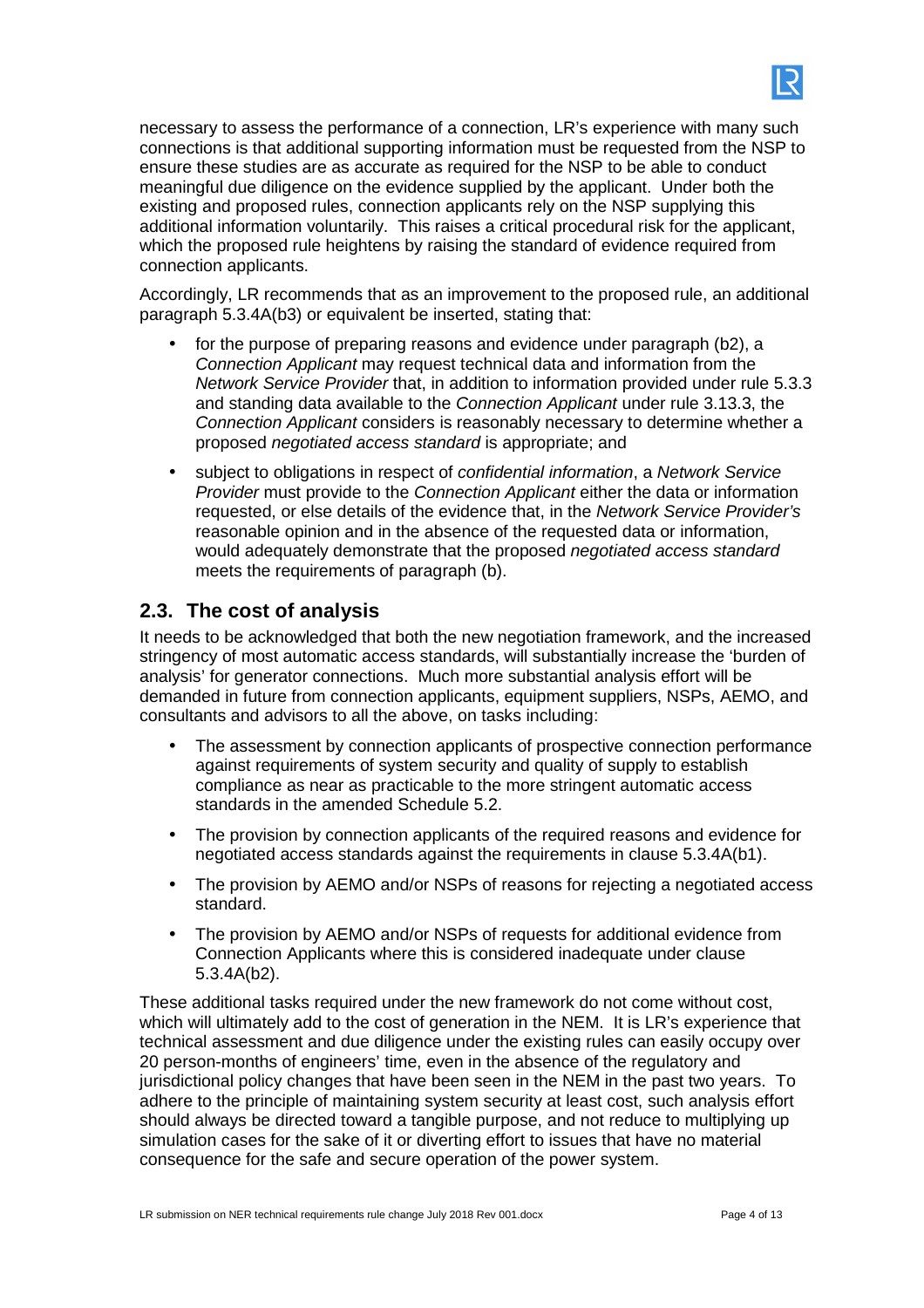necessary to assess the performance of a connection, LR's experience with many such connections is that additional supporting information must be requested from the NSP to ensure these studies are as accurate as required for the NSP to be able to conduct meaningful due diligence on the evidence supplied by the applicant. Under both the existing and proposed rules, connection applicants rely on the NSP supplying this additional information voluntarily. This raises a critical procedural risk for the applicant, which the proposed rule heightens by raising the standard of evidence required from connection applicants.

Accordingly, LR recommends that as an improvement to the proposed rule, an additional paragraph 5.3.4A(b3) or equivalent be inserted, stating that:

- for the purpose of preparing reasons and evidence under paragraph (b2), a *Connection Applicant* may request technical data and information from the *Network Service Provider* that, in addition to information provided under rule 5.3.3 and standing data available to the *Connection Applicant* under rule 3.13.3, the *Connection Applicant* considers is reasonably necessary to determine whether a proposed *negotiated access standard* is appropriate; and
- subject to obligations in respect of *confidential information*, a *Network Service Provider* must provide to the *Connection Applicant* either the data or information requested, or else details of the evidence that, in the *Network Service Provider's* reasonable opinion and in the absence of the requested data or information, would adequately demonstrate that the proposed *negotiated access standard* meets the requirements of paragraph (b).

## 2.3. The cost of analysis

It needs to be acknowledged that both the new negotiation framework, and the increased stringency of most automatic access standards, will substantially increase the 'burden of analysis' for generator connections. Much more substantial analysis effort will be demanded in future from connection applicants, equipment suppliers, NSPs, AEMO, and consultants and advisors to all the above, on tasks including:

- The assessment by connection applicants of prospective connection performance against requirements of system security and quality of supply to establish compliance as near as practicable to the more stringent automatic access standards in the amended Schedule 5.2.
- The provision by connection applicants of the required reasons and evidence for negotiated access standards against the requirements in clause 5.3.4A(b1).
- The provision by AEMO and/or NSPs of reasons for rejecting a negotiated access standard.
- The provision by AEMO and/or NSPs of requests for additional evidence from Connection Applicants where this is considered inadequate under clause 5.3.4A(b2).

These additional tasks required under the new framework do not come without cost, which will ultimately add to the cost of generation in the NEM. It is LR's experience that technical assessment and due diligence under the existing rules can easily occupy over 20 person-months of engineers' time, even in the absence of the regulatory and jurisdictional policy changes that have been seen in the NEM in the past two years. To adhere to the principle of maintaining system security at least cost, such analysis effort should always be directed toward a tangible purpose, and not reduce to multiplying up simulation cases for the sake of it or diverting effort to issues that have no material consequence for the safe and secure operation of the power system.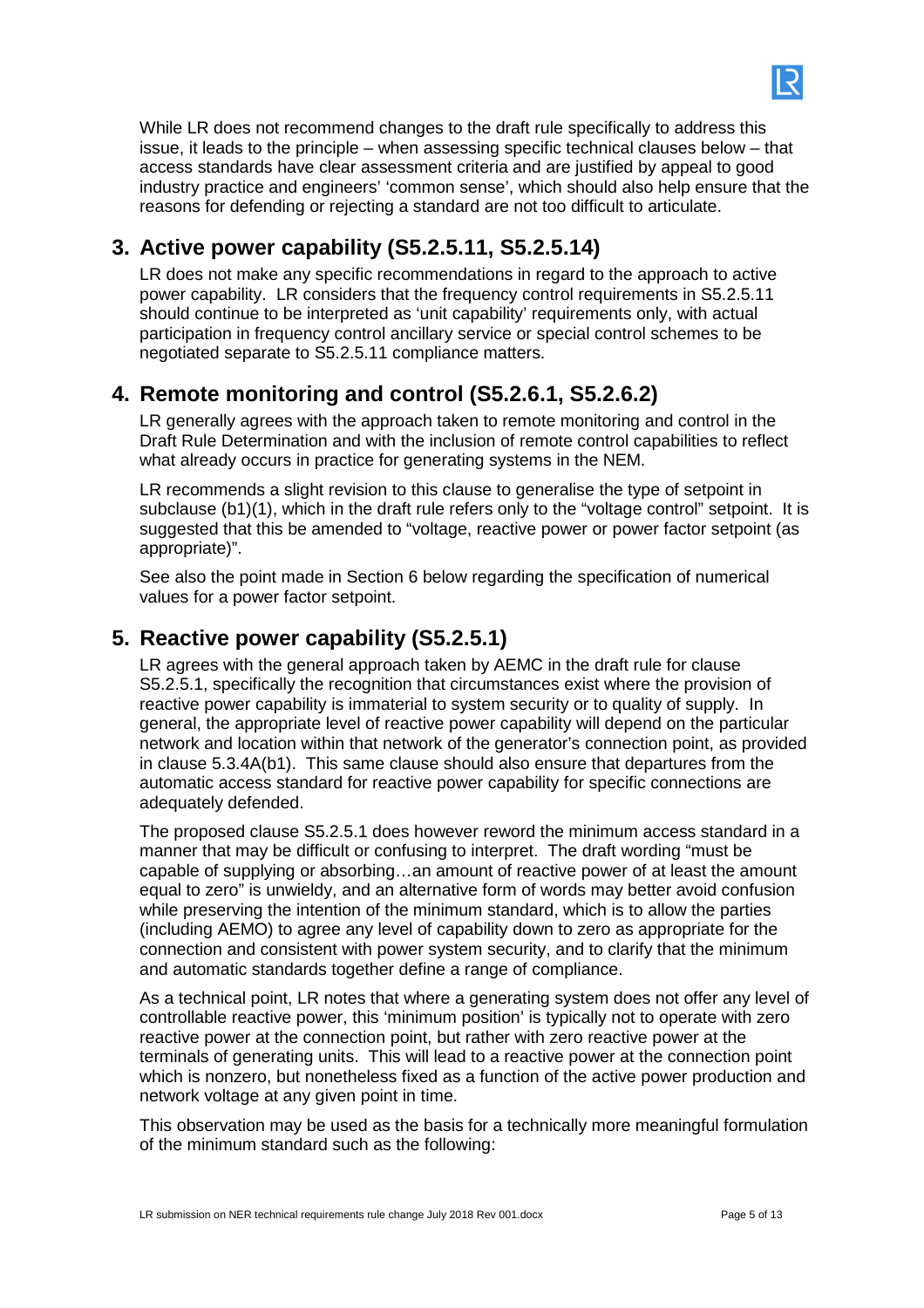While LR does not recommend changes to the draft rule specifically to address this issue, it leads to the principle – when assessing specific technical clauses below – that access standards have clear assessment criteria and are justified by appeal to good industry practice and engineers' 'common sense', which should also help ensure that the reasons for defending or rejecting a standard are not too difficult to articulate.

## 3. Active power capability (S5.2.5.11, S5.2.5.14)

LR does not make any specific recommendations in regard to the approach to active power capability. LR considers that the frequency control requirements in S5.2.5.11 should continue to be interpreted as 'unit capability' requirements only, with actual participation in frequency control ancillary service or special control schemes to be negotiated separate to S5.2.5.11 compliance matters.

## 4. Remote monitoring and control (S5.2.6.1, S5.2.6.2)

LR generally agrees with the approach taken to remote monitoring and control in the Draft Rule Determination and with the inclusion of remote control capabilities to reflect what already occurs in practice for generating systems in the NEM.

LR recommends a slight revision to this clause to generalise the type of setpoint in subclause (b1)(1), which in the draft rule refers only to the "voltage control" setpoint. It is suggested that this be amended to "voltage, reactive power or power factor setpoint (as appropriate)".

See also the point made in Section 6 below regarding the specification of numerical values for a power factor setpoint.

## 5. Reactive power capability (S5.2.5.1)

LR agrees with the general approach taken by AEMC in the draft rule for clause S5.2.5.1, specifically the recognition that circumstances exist where the provision of reactive power capability is immaterial to system security or to quality of supply. In general, the appropriate level of reactive power capability will depend on the particular network and location within that network of the generator's connection point, as provided in clause 5.3.4A(b1). This same clause should also ensure that departures from the automatic access standard for reactive power capability for specific connections are adequately defended.

The proposed clause S5.2.5.1 does however reword the minimum access standard in a manner that may be difficult or confusing to interpret. The draft wording "must be capable of supplying or absorbing…an amount of reactive power of at least the amount equal to zero" is unwieldy, and an alternative form of words may better avoid confusion while preserving the intention of the minimum standard, which is to allow the parties (including AEMO) to agree any level of capability down to zero as appropriate for the connection and consistent with power system security, and to clarify that the minimum and automatic standards together define a range of compliance.

As a technical point, LR notes that where a generating system does not offer any level of controllable reactive power, this 'minimum position' is typically not to operate with zero reactive power at the connection point, but rather with zero reactive power at the terminals of generating units. This will lead to a reactive power at the connection point which is nonzero, but nonetheless fixed as a function of the active power production and network voltage at any given point in time.

This observation may be used as the basis for a technically more meaningful formulation of the minimum standard such as the following: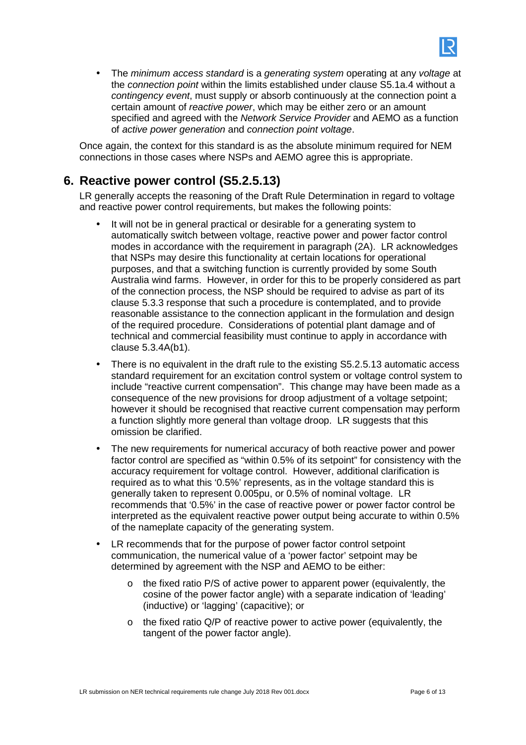- The *minimum access standard* is a *generating system* operating at any *voltage* at the *connection point* within the limits established under clause S5.1a.4 without a *contingency event*, must supply or absorb continuously at the connection point a certain amount of *reactive power*, which may be either zero or an amount specified and agreed with the *Network Service Provider* and AEMO as a function of *active power generation* and *connection point voltage*.

Once again, the context for this standard is as the absolute minimum required for NEM connections in those cases where NSPs and AEMO agree this is appropriate.

## 6. Reactive power control (S5.2.5.13)

LR generally accepts the reasoning of the Draft Rule Determination in regard to voltage and reactive power control requirements, but makes the following points:

- It will not be in general practical or desirable for a generating system to automatically switch between voltage, reactive power and power factor control modes in accordance with the requirement in paragraph (2A). LR acknowledges that NSPs may desire this functionality at certain locations for operational purposes, and that a switching function is currently provided by some South Australia wind farms. However, in order for this to be properly considered as part of the connection process, the NSP should be required to advise as part of its clause 5.3.3 response that such a procedure is contemplated, and to provide reasonable assistance to the connection applicant in the formulation and design of the required procedure. Considerations of potential plant damage and of technical and commercial feasibility must continue to apply in accordance with clause 5.3.4A(b1).
- There is no equivalent in the draft rule to the existing S5.2.5.13 automatic access standard requirement for an excitation control system or voltage control system to include "reactive current compensation". This change may have been made as a consequence of the new provisions for droop adjustment of a voltage setpoint; however it should be recognised that reactive current compensation may perform a function slightly more general than voltage droop. LR suggests that this omission be clarified.
- The new requirements for numerical accuracy of both reactive power and power factor control are specified as "within 0.5% of its setpoint" for consistency with the accuracy requirement for voltage control. However, additional clarification is required as to what this '0.5%' represents, as in the voltage standard this is generally taken to represent 0.005pu, or 0.5% of nominal voltage. LR recommends that '0.5%' in the case of reactive power or power factor control be interpreted as the equivalent reactive power output being accurate to within 0.5% of the nameplate capacity of the generating system.
- LR recommends that for the purpose of power factor control setpoint communication, the numerical value of a 'power factor' setpoint may be determined by agreement with the NSP and AEMO to be either:
  - the fixed ratio P/S of active power to apparent power (equivalently, the cosine of the power factor angle) with a separate indication of 'leading' (inductive) or 'lagging' (capacitive); or
  - the fixed ratio Q/P of reactive power to active power (equivalently, the tangent of the power factor angle).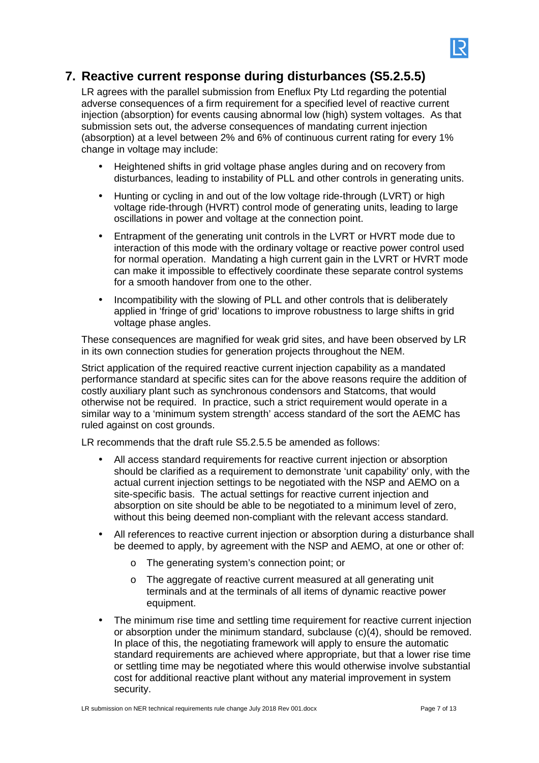## 7. Reactive current response during disturbances (S5.2.5.5)

LR agrees with the parallel submission from Eneflux Pty Ltd regarding the potential adverse consequences of a firm requirement for a specified level of reactive current injection (absorption) for events causing abnormal low (high) system voltages. As that submission sets out, the adverse consequences of mandating current injection (absorption) at a level between 2% and 6% of continuous current rating for every 1% change in voltage may include:

- Heightened shifts in grid voltage phase angles during and on recovery from disturbances, leading to instability of PLL and other controls in generating units.
- Hunting or cycling in and out of the low voltage ride-through (LVRT) or high voltage ride-through (HVRT) control mode of generating units, leading to large oscillations in power and voltage at the connection point.
- Entrapment of the generating unit controls in the LVRT or HVRT mode due to interaction of this mode with the ordinary voltage or reactive power control used for normal operation. Mandating a high current gain in the LVRT or HVRT mode can make it impossible to effectively coordinate these separate control systems for a smooth handover from one to the other.
- Incompatibility with the slowing of PLL and other controls that is deliberately applied in 'fringe of grid' locations to improve robustness to large shifts in grid voltage phase angles.

These consequences are magnified for weak grid sites, and have been observed by LR in its own connection studies for generation projects throughout the NEM.

Strict application of the required reactive current injection capability as a mandated performance standard at specific sites can for the above reasons require the addition of costly auxiliary plant such as synchronous condensors and Statcoms, that would otherwise not be required. In practice, such a strict requirement would operate in a similar way to a 'minimum system strength' access standard of the sort the AEMC has ruled against on cost grounds.

LR recommends that the draft rule S5.2.5.5 be amended as follows:

- All access standard requirements for reactive current injection or absorption should be clarified as a requirement to demonstrate 'unit capability' only, with the actual current injection settings to be negotiated with the NSP and AEMO on a site-specific basis. The actual settings for reactive current injection and absorption on site should be able to be negotiated to a minimum level of zero, without this being deemed non-compliant with the relevant access standard.
- All references to reactive current injection or absorption during a disturbance shall be deemed to apply, by agreement with the NSP and AEMO, at one or other of:
    - The generating system's connection point; or
    - The aggregate of reactive current measured at all generating unit terminals and at the terminals of all items of dynamic reactive power equipment.
- The minimum rise time and settling time requirement for reactive current injection or absorption under the minimum standard, subclause (c)(4), should be removed. In place of this, the negotiating framework will apply to ensure the automatic standard requirements are achieved where appropriate, but that a lower rise time or settling time may be negotiated where this would otherwise involve substantial cost for additional reactive plant without any material improvement in system security.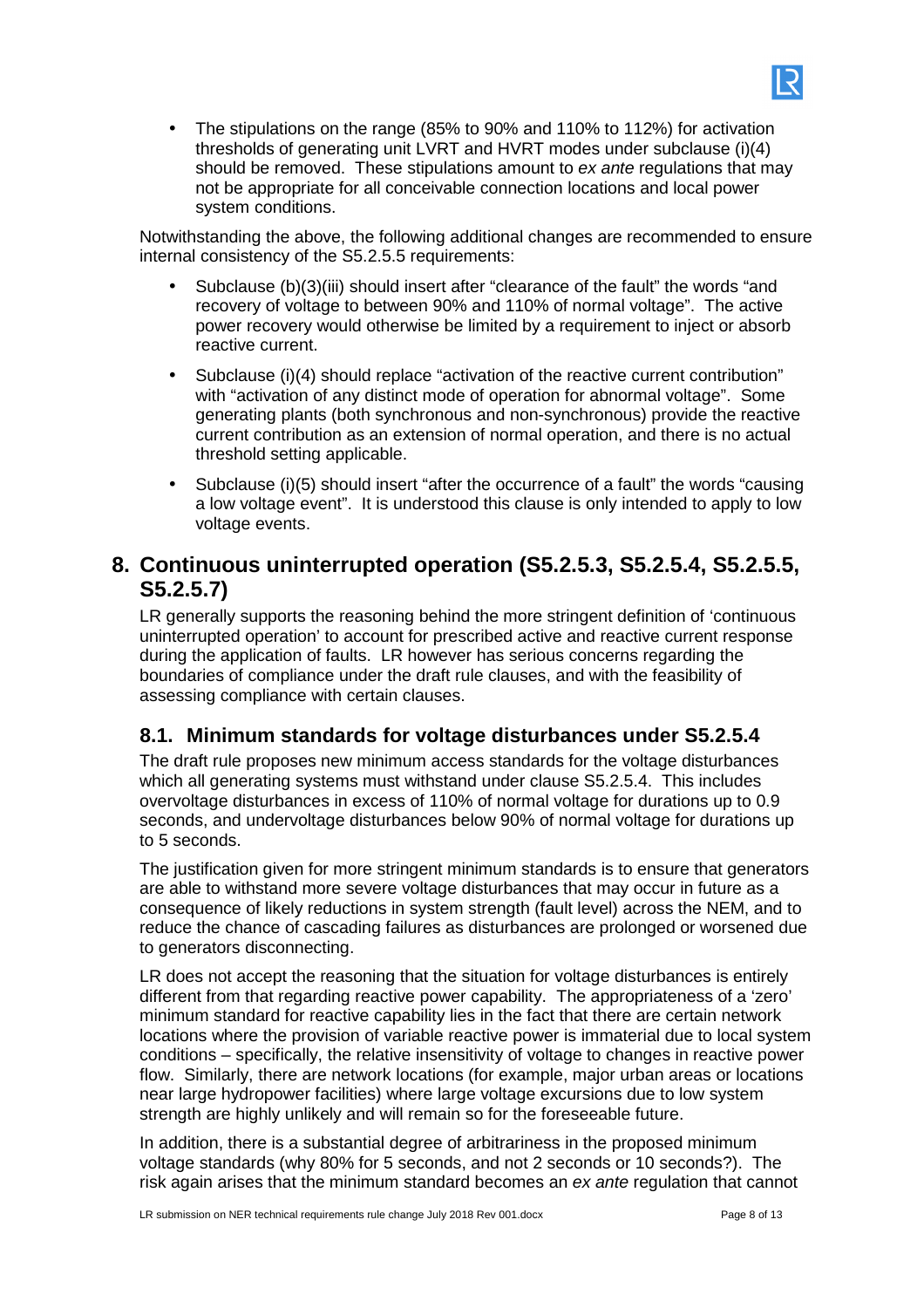- The stipulations on the range (85% to 90% and 110% to 112%) for activation thresholds of generating unit LVRT and HVRT modes under subclause (i)(4) should be removed. These stipulations amount to *ex ante* regulations that may not be appropriate for all conceivable connection locations and local power system conditions.

Notwithstanding the above, the following additional changes are recommended to ensure internal consistency of the S5.2.5.5 requirements:

- Subclause (b)(3)(iii) should insert after "clearance of the fault" the words "and recovery of voltage to between 90% and 110% of normal voltage". The active power recovery would otherwise be limited by a requirement to inject or absorb reactive current.
- Subclause (i)(4) should replace "activation of the reactive current contribution" with "activation of any distinct mode of operation for abnormal voltage". Some generating plants (both synchronous and non-synchronous) provide the reactive current contribution as an extension of normal operation, and there is no actual threshold setting applicable.
- Subclause (i)(5) should insert "after the occurrence of a fault" the words "causing a low voltage event". It is understood this clause is only intended to apply to low voltage events.

# 8. Continuous uninterrupted operation (S5.2.5.3, S5.2.5.4, S5.2.5.5, S5.2.5.7)

LR generally supports the reasoning behind the more stringent definition of 'continuous uninterrupted operation' to account for prescribed active and reactive current response during the application of faults. LR however has serious concerns regarding the boundaries of compliance under the draft rule clauses, and with the feasibility of assessing compliance with certain clauses.

## 8.1. Minimum standards for voltage disturbances under S5.2.5.4

The draft rule proposes new minimum access standards for the voltage disturbances which all generating systems must withstand under clause S5.2.5.4. This includes overvoltage disturbances in excess of 110% of normal voltage for durations up to 0.9 seconds, and undervoltage disturbances below 90% of normal voltage for durations up to 5 seconds.

The justification given for more stringent minimum standards is to ensure that generators are able to withstand more severe voltage disturbances that may occur in future as a consequence of likely reductions in system strength (fault level) across the NEM, and to reduce the chance of cascading failures as disturbances are prolonged or worsened due to generators disconnecting.

LR does not accept the reasoning that the situation for voltage disturbances is entirely different from that regarding reactive power capability. The appropriateness of a 'zero' minimum standard for reactive capability lies in the fact that there are certain network locations where the provision of variable reactive power is immaterial due to local system conditions – specifically, the relative insensitivity of voltage to changes in reactive power flow. Similarly, there are network locations (for example, major urban areas or locations near large hydropower facilities) where large voltage excursions due to low system strength are highly unlikely and will remain so for the foreseeable future.

In addition, there is a substantial degree of arbitrariness in the proposed minimum voltage standards (why 80% for 5 seconds, and not 2 seconds or 10 seconds?). The risk again arises that the minimum standard becomes an *ex ante* regulation that cannot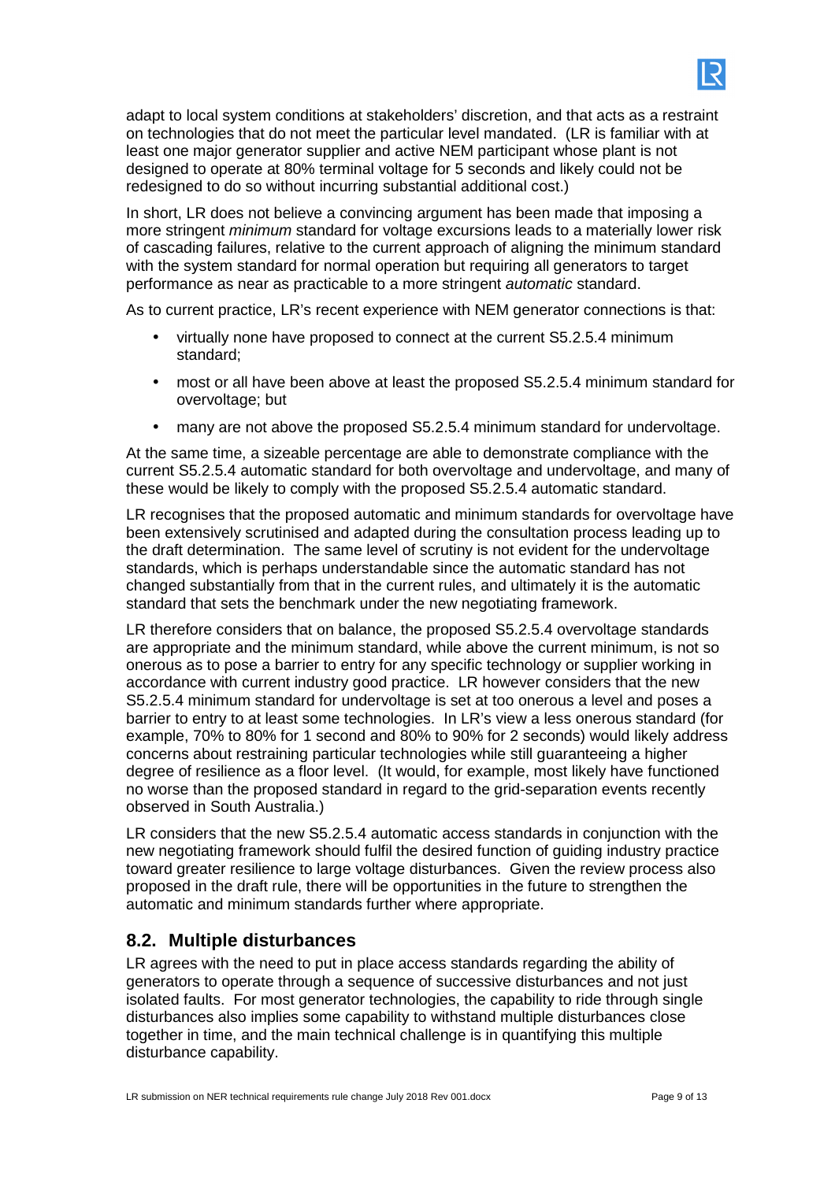adapt to local system conditions at stakeholders' discretion, and that acts as a restraint on technologies that do not meet the particular level mandated. (LR is familiar with at least one major generator supplier and active NEM participant whose plant is not designed to operate at 80% terminal voltage for 5 seconds and likely could not be redesigned to do so without incurring substantial additional cost.)

In short, LR does not believe a convincing argument has been made that imposing a more stringent *minimum* standard for voltage excursions leads to a materially lower risk of cascading failures, relative to the current approach of aligning the minimum standard with the system standard for normal operation but requiring all generators to target performance as near as practicable to a more stringent *automatic* standard.

As to current practice, LR's recent experience with NEM generator connections is that:

- virtually none have proposed to connect at the current S5.2.5.4 minimum standard;
- most or all have been above at least the proposed S5.2.5.4 minimum standard for overvoltage; but
- many are not above the proposed S5.2.5.4 minimum standard for undervoltage.

At the same time, a sizeable percentage are able to demonstrate compliance with the current S5.2.5.4 automatic standard for both overvoltage and undervoltage, and many of these would be likely to comply with the proposed S5.2.5.4 automatic standard.

LR recognises that the proposed automatic and minimum standards for overvoltage have been extensively scrutinised and adapted during the consultation process leading up to the draft determination. The same level of scrutiny is not evident for the undervoltage standards, which is perhaps understandable since the automatic standard has not changed substantially from that in the current rules, and ultimately it is the automatic standard that sets the benchmark under the new negotiating framework.

LR therefore considers that on balance, the proposed S5.2.5.4 overvoltage standards are appropriate and the minimum standard, while above the current minimum, is not so onerous as to pose a barrier to entry for any specific technology or supplier working in accordance with current industry good practice. LR however considers that the new S5.2.5.4 minimum standard for undervoltage is set at too onerous a level and poses a barrier to entry to at least some technologies. In LR's view a less onerous standard (for example, 70% to 80% for 1 second and 80% to 90% for 2 seconds) would likely address concerns about restraining particular technologies while still guaranteeing a higher degree of resilience as a floor level. (It would, for example, most likely have functioned no worse than the proposed standard in regard to the grid-separation events recently observed in South Australia.)

LR considers that the new S5.2.5.4 automatic access standards in conjunction with the new negotiating framework should fulfil the desired function of guiding industry practice toward greater resilience to large voltage disturbances. Given the review process also proposed in the draft rule, there will be opportunities in the future to strengthen the automatic and minimum standards further where appropriate.

## 8.2. Multiple disturbances

LR agrees with the need to put in place access standards regarding the ability of generators to operate through a sequence of successive disturbances and not just isolated faults. For most generator technologies, the capability to ride through single disturbances also implies some capability to withstand multiple disturbances close together in time, and the main technical challenge is in quantifying this multiple disturbance capability.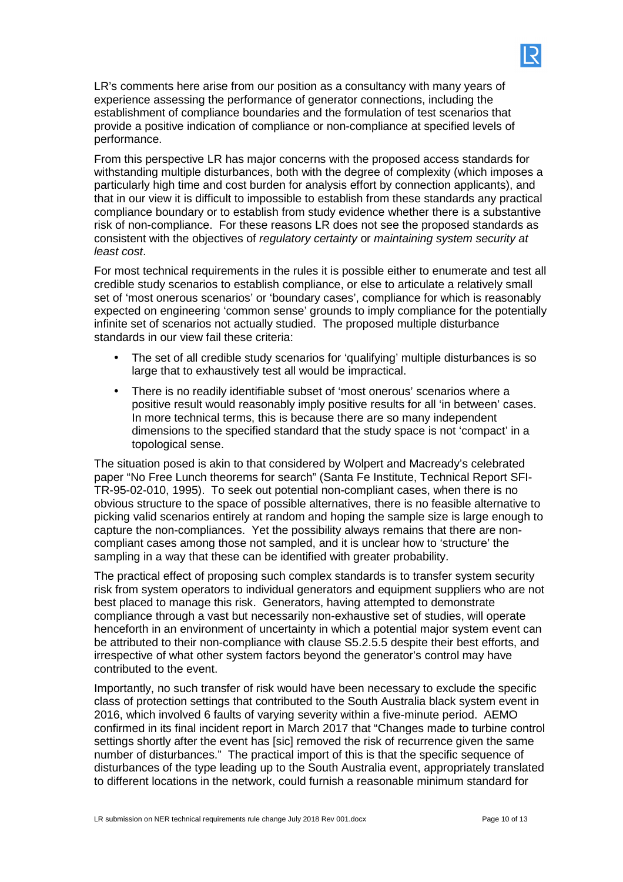LR's comments here arise from our position as a consultancy with many years of experience assessing the performance of generator connections, including the establishment of compliance boundaries and the formulation of test scenarios that provide a positive indication of compliance or non-compliance at specified levels of performance.

From this perspective LR has major concerns with the proposed access standards for withstanding multiple disturbances, both with the degree of complexity (which imposes a particularly high time and cost burden for analysis effort by connection applicants), and that in our view it is difficult to impossible to establish from these standards any practical compliance boundary or to establish from study evidence whether there is a substantive risk of non-compliance. For these reasons LR does not see the proposed standards as consistent with the objectives of *regulatory certainty* or *maintaining system security at least cost*.

For most technical requirements in the rules it is possible either to enumerate and test all credible study scenarios to establish compliance, or else to articulate a relatively small set of 'most onerous scenarios' or 'boundary cases', compliance for which is reasonably expected on engineering 'common sense' grounds to imply compliance for the potentially infinite set of scenarios not actually studied. The proposed multiple disturbance standards in our view fail these criteria:

- The set of all credible study scenarios for 'qualifying' multiple disturbances is so large that to exhaustively test all would be impractical.
- There is no readily identifiable subset of 'most onerous' scenarios where a positive result would reasonably imply positive results for all 'in between' cases. In more technical terms, this is because there are so many independent dimensions to the specified standard that the study space is not 'compact' in a topological sense.

The situation posed is akin to that considered by Wolpert and Macready's celebrated paper "No Free Lunch theorems for search" (Santa Fe Institute, Technical Report SFI-TR-95-02-010, 1995). To seek out potential non-compliant cases, when there is no obvious structure to the space of possible alternatives, there is no feasible alternative to picking valid scenarios entirely at random and hoping the sample size is large enough to capture the non-compliances. Yet the possibility always remains that there are non-compliant cases among those not sampled, and it is unclear how to 'structure' the sampling in a way that these can be identified with greater probability.

The practical effect of proposing such complex standards is to transfer system security risk from system operators to individual generators and equipment suppliers who are not best placed to manage this risk. Generators, having attempted to demonstrate compliance through a vast but necessarily non-exhaustive set of studies, will operate henceforth in an environment of uncertainty in which a potential major system event can be attributed to their non-compliance with clause S5.2.5.5 despite their best efforts, and irrespective of what other system factors beyond the generator's control may have contributed to the event.

Importantly, no such transfer of risk would have been necessary to exclude the specific class of protection settings that contributed to the South Australia black system event in 2016, which involved 6 faults of varying severity within a five-minute period. AEMO confirmed in its final incident report in March 2017 that "Changes made to turbine control settings shortly after the event has [sic] removed the risk of recurrence given the same number of disturbances." The practical import of this is that the specific sequence of disturbances of the type leading up to the South Australia event, appropriately translated to different locations in the network, could furnish a reasonable minimum standard for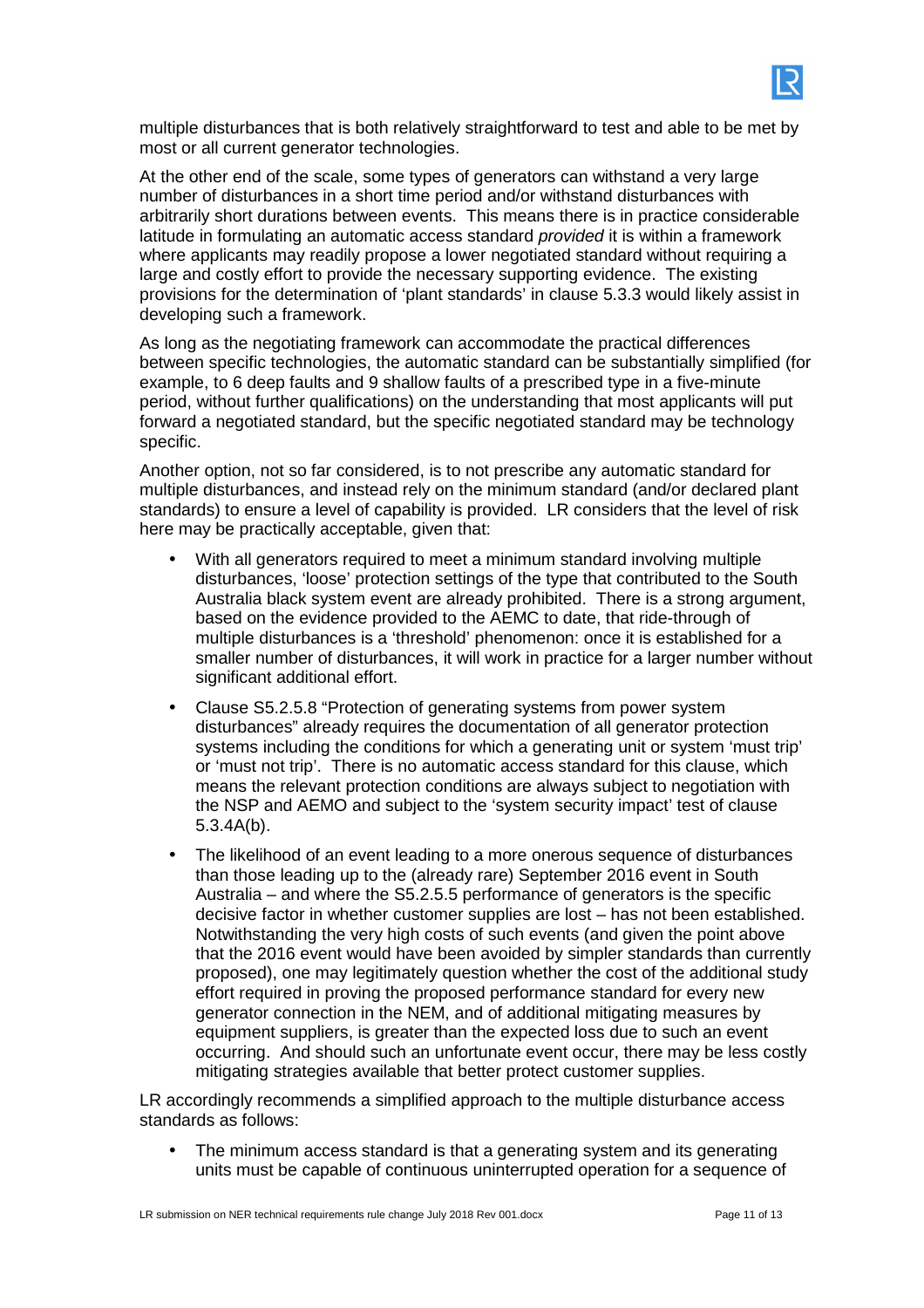multiple disturbances that is both relatively straightforward to test and able to be met by most or all current generator technologies.

At the other end of the scale, some types of generators can withstand a very large number of disturbances in a short time period and/or withstand disturbances with arbitrarily short durations between events. This means there is in practice considerable latitude in formulating an automatic access standard *provided* it is within a framework where applicants may readily propose a lower negotiated standard without requiring a large and costly effort to provide the necessary supporting evidence. The existing provisions for the determination of 'plant standards' in clause 5.3.3 would likely assist in developing such a framework.

As long as the negotiating framework can accommodate the practical differences between specific technologies, the automatic standard can be substantially simplified (for example, to 6 deep faults and 9 shallow faults of a prescribed type in a five-minute period, without further qualifications) on the understanding that most applicants will put forward a negotiated standard, but the specific negotiated standard may be technology specific.

Another option, not so far considered, is to not prescribe any automatic standard for multiple disturbances, and instead rely on the minimum standard (and/or declared plant standards) to ensure a level of capability is provided. LR considers that the level of risk here may be practically acceptable, given that:

- With all generators required to meet a minimum standard involving multiple disturbances, 'loose' protection settings of the type that contributed to the South Australia black system event are already prohibited. There is a strong argument, based on the evidence provided to the AEMC to date, that ride-through of multiple disturbances is a 'threshold' phenomenon: once it is established for a smaller number of disturbances, it will work in practice for a larger number without significant additional effort.
- Clause S5.2.5.8 "Protection of generating systems from power system disturbances" already requires the documentation of all generator protection systems including the conditions for which a generating unit or system 'must trip' or 'must not trip'. There is no automatic access standard for this clause, which means the relevant protection conditions are always subject to negotiation with the NSP and AEMO and subject to the 'system security impact' test of clause 5.3.4A(b).
- The likelihood of an event leading to a more onerous sequence of disturbances than those leading up to the (already rare) September 2016 event in South Australia – and where the S5.2.5.5 performance of generators is the specific decisive factor in whether customer supplies are lost – has not been established. Notwithstanding the very high costs of such events (and given the point above that the 2016 event would have been avoided by simpler standards than currently proposed), one may legitimately question whether the cost of the additional study effort required in proving the proposed performance standard for every new generator connection in the NEM, and of additional mitigating measures by equipment suppliers, is greater than the expected loss due to such an event occurring. And should such an unfortunate event occur, there may be less costly mitigating strategies available that better protect customer supplies.

LR accordingly recommends a simplified approach to the multiple disturbance access standards as follows:

- The minimum access standard is that a generating system and its generating units must be capable of continuous uninterrupted operation for a sequence of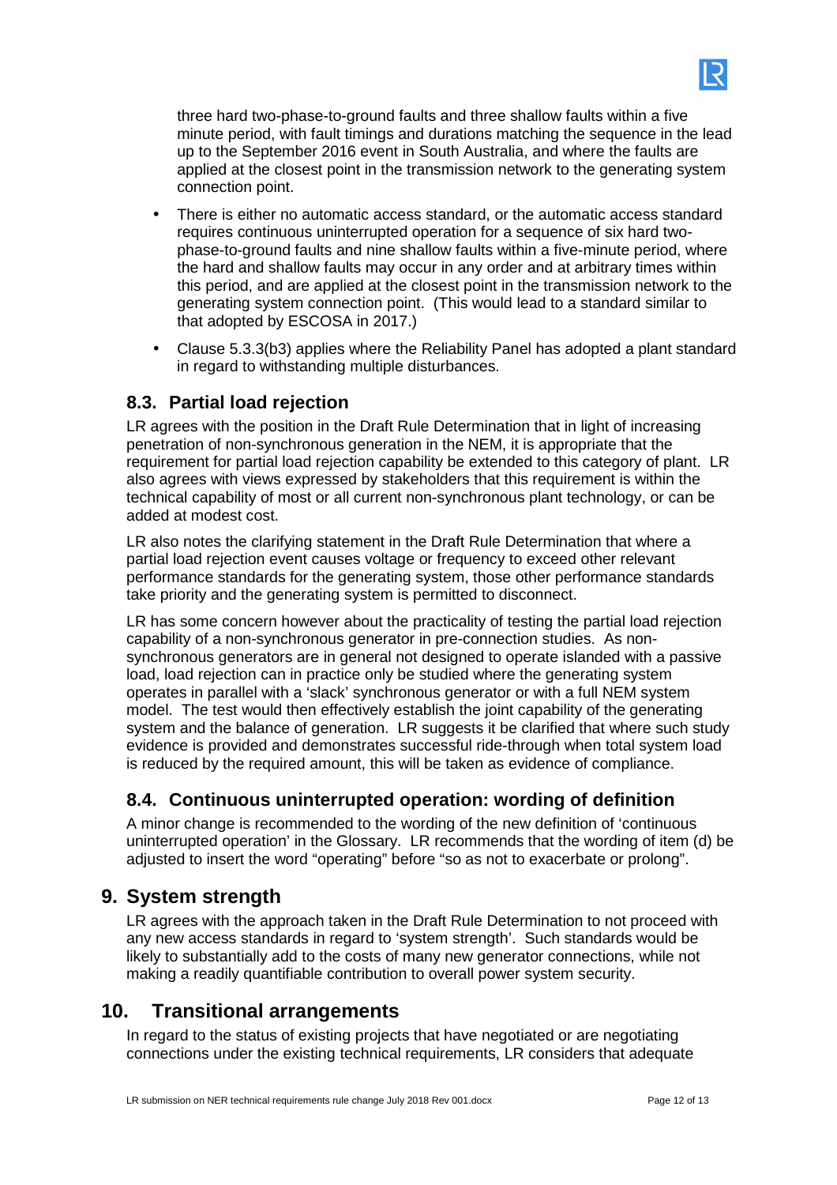three hard two-phase-to-ground faults and three shallow faults within a five minute period, with fault timings and durations matching the sequence in the lead up to the September 2016 event in South Australia, and where the faults are applied at the closest point in the transmission network to the generating system connection point.

- There is either no automatic access standard, or the automatic access standard requires continuous uninterrupted operation for a sequence of six hard two-phase-to-ground faults and nine shallow faults within a five-minute period, where the hard and shallow faults may occur in any order and at arbitrary times within this period, and are applied at the closest point in the transmission network to the generating system connection point. (This would lead to a standard similar to that adopted by ESCOSA in 2017.)
- Clause 5.3.3(b3) applies where the Reliability Panel has adopted a plant standard in regard to withstanding multiple disturbances.

### 8.3. Partial load rejection

LR agrees with the position in the Draft Rule Determination that in light of increasing penetration of non-synchronous generation in the NEM, it is appropriate that the requirement for partial load rejection capability be extended to this category of plant. LR also agrees with views expressed by stakeholders that this requirement is within the technical capability of most or all current non-synchronous plant technology, or can be added at modest cost.

LR also notes the clarifying statement in the Draft Rule Determination that where a partial load rejection event causes voltage or frequency to exceed other relevant performance standards for the generating system, those other performance standards take priority and the generating system is permitted to disconnect.

LR has some concern however about the practicality of testing the partial load rejection capability of a non-synchronous generator in pre-connection studies. As non-synchronous generators are in general not designed to operate islanded with a passive load, load rejection can in practice only be studied where the generating system operates in parallel with a 'slack' synchronous generator or with a full NEM system model. The test would then effectively establish the joint capability of the generating system and the balance of generation. LR suggests it be clarified that where such study evidence is provided and demonstrates successful ride-through when total system load is reduced by the required amount, this will be taken as evidence of compliance.

### 8.4. Continuous uninterrupted operation: wording of definition

A minor change is recommended to the wording of the new definition of 'continuous uninterrupted operation' in the Glossary. LR recommends that the wording of item (d) be adjusted to insert the word "operating" before "so as not to exacerbate or prolong".

## 9. System strength

LR agrees with the approach taken in the Draft Rule Determination to not proceed with any new access standards in regard to 'system strength'. Such standards would be likely to substantially add to the costs of many new generator connections, while not making a readily quantifiable contribution to overall power system security.

## 10. Transitional arrangements

In regard to the status of existing projects that have negotiated or are negotiating connections under the existing technical requirements, LR considers that adequate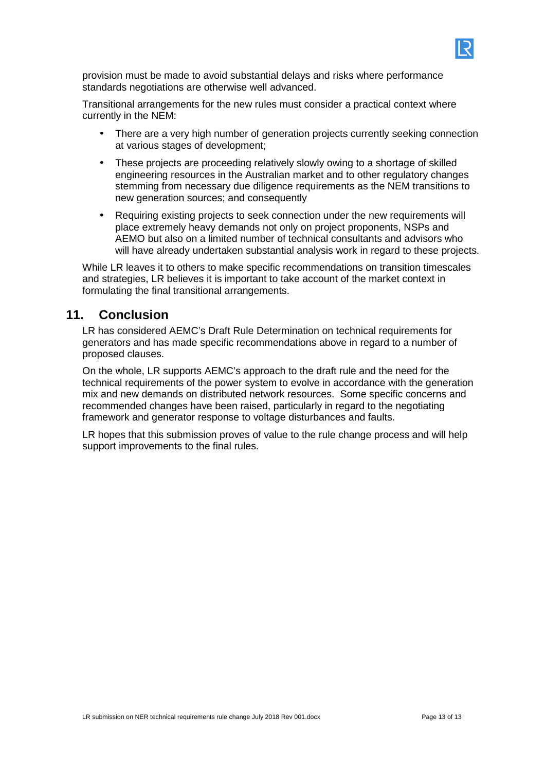provision must be made to avoid substantial delays and risks where performance standards negotiations are otherwise well advanced.

Transitional arrangements for the new rules must consider a practical context where currently in the NEM:

- There are a very high number of generation projects currently seeking connection at various stages of development;
- These projects are proceeding relatively slowly owing to a shortage of skilled engineering resources in the Australian market and to other regulatory changes stemming from necessary due diligence requirements as the NEM transitions to new generation sources; and consequently
- Requiring existing projects to seek connection under the new requirements will place extremely heavy demands not only on project proponents, NSPs and AEMO but also on a limited number of technical consultants and advisors who will have already undertaken substantial analysis work in regard to these projects.

While LR leaves it to others to make specific recommendations on transition timescales and strategies, LR believes it is important to take account of the market context in formulating the final transitional arrangements.

## 11. Conclusion

LR has considered AEMC's Draft Rule Determination on technical requirements for generators and has made specific recommendations above in regard to a number of proposed clauses.

On the whole, LR supports AEMC's approach to the draft rule and the need for the technical requirements of the power system to evolve in accordance with the generation mix and new demands on distributed network resources. Some specific concerns and recommended changes have been raised, particularly in regard to the negotiating framework and generator response to voltage disturbances and faults.

LR hopes that this submission proves of value to the rule change process and will help support improvements to the final rules.